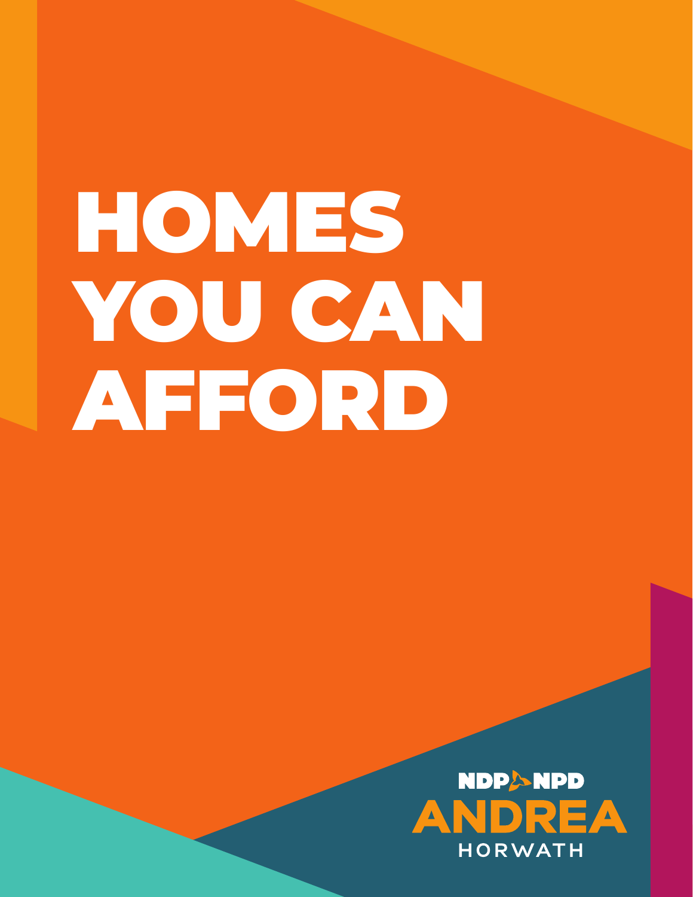# HOMES YOU CAN AFFORD

NDP NPD

ANDREA HORWATH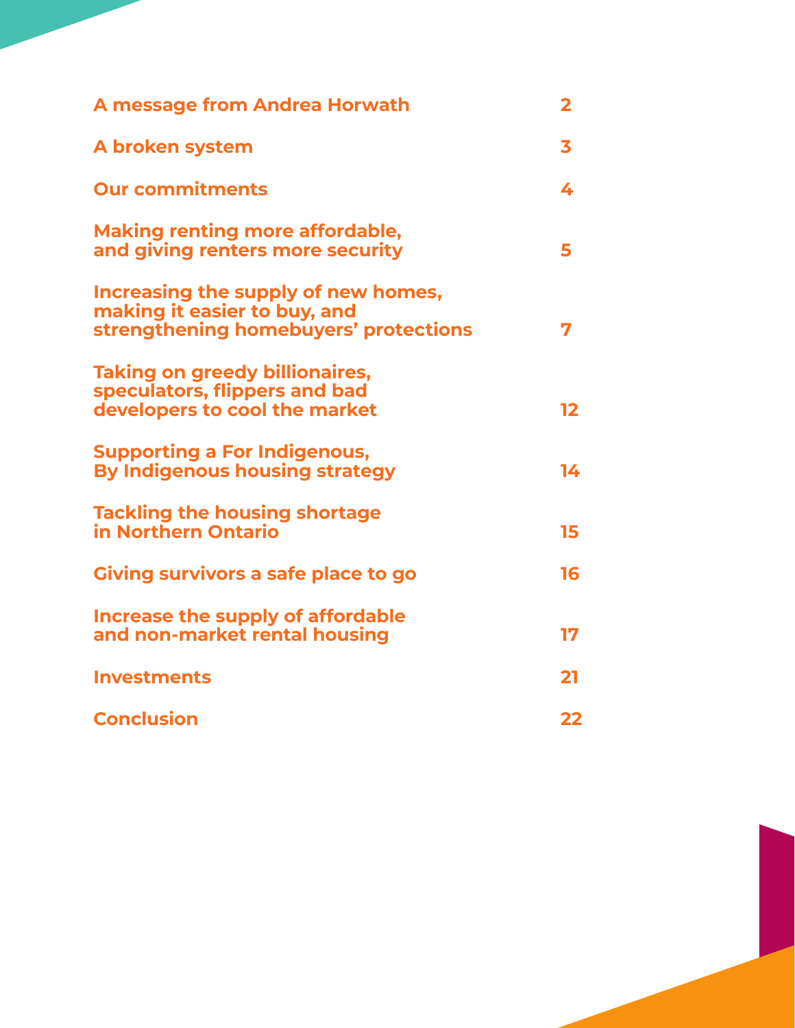| | |
|---|---|
| A message from Andrea Horwath | 2 |
| A broken system | 3 |
| Our commitments | 4 |
| Making renting more affordable, and giving renters more security | 5 |
| Increasing the supply of new homes, making it easier to buy, and strengthening homebuyers' protections | 7 |
| Taking on greedy billionaires, speculators, flippers and bad developers to cool the market | 12 |
| Supporting a For Indigenous, By Indigenous housing strategy | 14 |
| Tackling the housing shortage in Northern Ontario | 15 |
| Giving survivors a safe place to go | 16 |
| Increase the supply of affordable and non-market rental housing | 17 |
| Investments | 21 |
| Conclusion | 22 |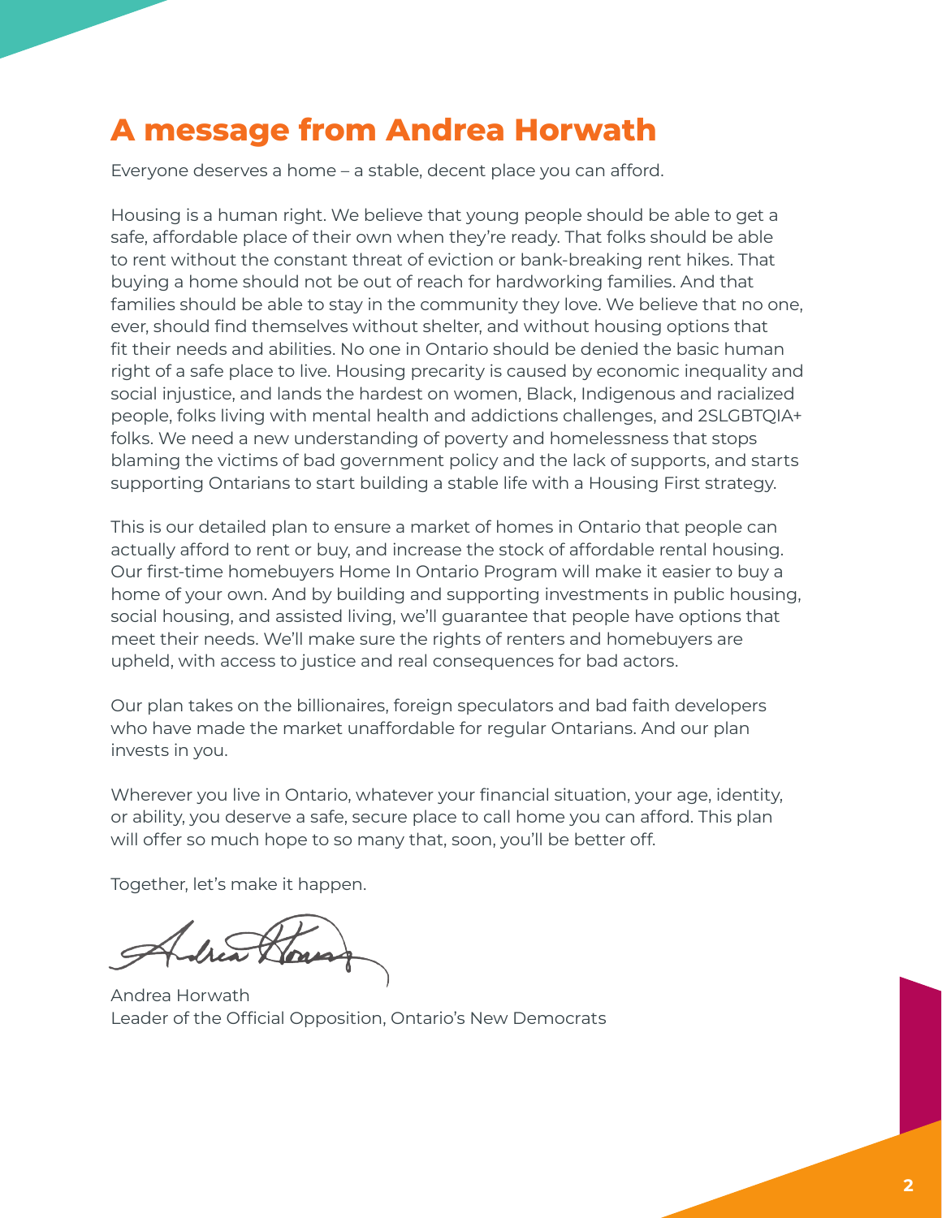# A message from Andrea Horwath

Everyone deserves a home – a stable, decent place you can afford.

Housing is a human right. We believe that young people should be able to get a safe, affordable place of their own when they're ready. That folks should be able to rent without the constant threat of eviction or bank-breaking rent hikes. That buying a home should not be out of reach for hardworking families. And that families should be able to stay in the community they love. We believe that no one, ever, should find themselves without shelter, and without housing options that fit their needs and abilities. No one in Ontario should be denied the basic human right of a safe place to live. Housing precarity is caused by economic inequality and social injustice, and lands the hardest on women, Black, Indigenous and racialized people, folks living with mental health and addictions challenges, and 2SLGBTQIA+ folks. We need a new understanding of poverty and homelessness that stops blaming the victims of bad government policy and the lack of supports, and starts supporting Ontarians to start building a stable life with a Housing First strategy.

This is our detailed plan to ensure a market of homes in Ontario that people can actually afford to rent or buy, and increase the stock of affordable rental housing. Our first-time homebuyers Home In Ontario Program will make it easier to buy a home of your own. And by building and supporting investments in public housing, social housing, and assisted living, we'll guarantee that people have options that meet their needs. We'll make sure the rights of renters and homebuyers are upheld, with access to justice and real consequences for bad actors.

Our plan takes on the billionaires, foreign speculators and bad faith developers who have made the market unaffordable for regular Ontarians. And our plan invests in you.

Wherever you live in Ontario, whatever your financial situation, your age, identity, or ability, you deserve a safe, secure place to call home you can afford. This plan will offer so much hope to so many that, soon, you'll be better off.

Together, let's make it happen.

Andrea Horwath
Leader of the Official Opposition, Ontario's New Democrats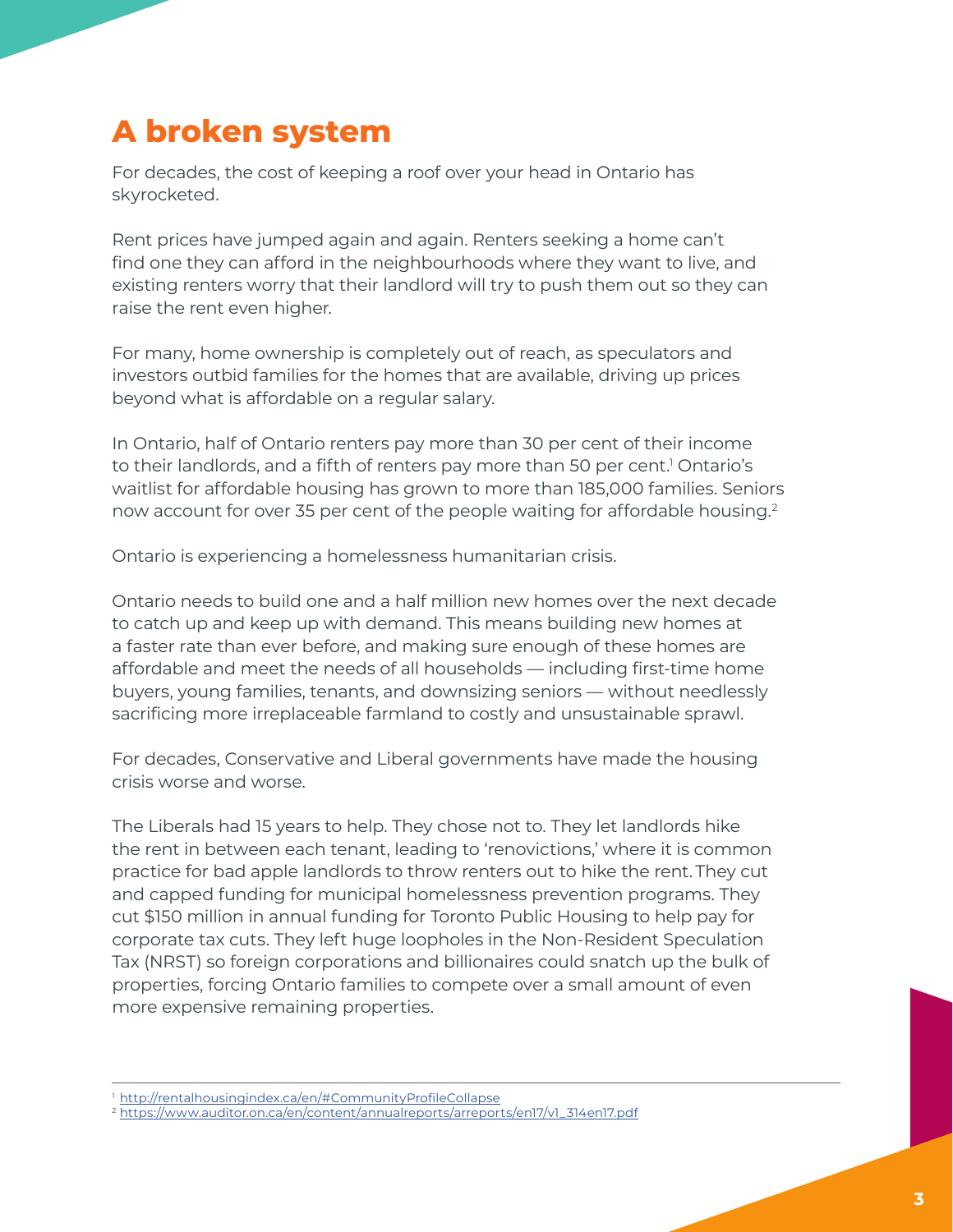# A broken system

For decades, the cost of keeping a roof over your head in Ontario has skyrocketed.

Rent prices have jumped again and again. Renters seeking a home can't find one they can afford in the neighbourhoods where they want to live, and existing renters worry that their landlord will try to push them out so they can raise the rent even higher.

For many, home ownership is completely out of reach, as speculators and investors outbid families for the homes that are available, driving up prices beyond what is affordable on a regular salary.

In Ontario, half of Ontario renters pay more than 30 per cent of their income to their landlords, and a fifth of renters pay more than 50 per cent.[1] Ontario's waitlist for affordable housing has grown to more than 185,000 families. Seniors now account for over 35 per cent of the people waiting for affordable housing.[2]

Ontario is experiencing a homelessness humanitarian crisis.

Ontario needs to build one and a half million new homes over the next decade to catch up and keep up with demand. This means building new homes at a faster rate than ever before, and making sure enough of these homes are affordable and meet the needs of all households — including first-time home buyers, young families, tenants, and downsizing seniors — without needlessly sacrificing more irreplaceable farmland to costly and unsustainable sprawl.

For decades, Conservative and Liberal governments have made the housing crisis worse and worse.

The Liberals had 15 years to help. They chose not to. They let landlords hike the rent in between each tenant, leading to 'renovictions,' where it is common practice for bad apple landlords to throw renters out to hike the rent. They cut and capped funding for municipal homelessness prevention programs. They cut $150 million in annual funding for Toronto Public Housing to help pay for corporate tax cuts. They left huge loopholes in the Non-Resident Speculation Tax (NRST) so foreign corporations and billionaires could snatch up the bulk of properties, forcing Ontario families to compete over a small amount of even more expensive remaining properties.

---

[1] http://rentalhousingindex.ca/en/#CommunityProfileCollapse

[2] https://www.auditor.on.ca/en/content/annualreports/arreports/en17/v1_314en17.pdf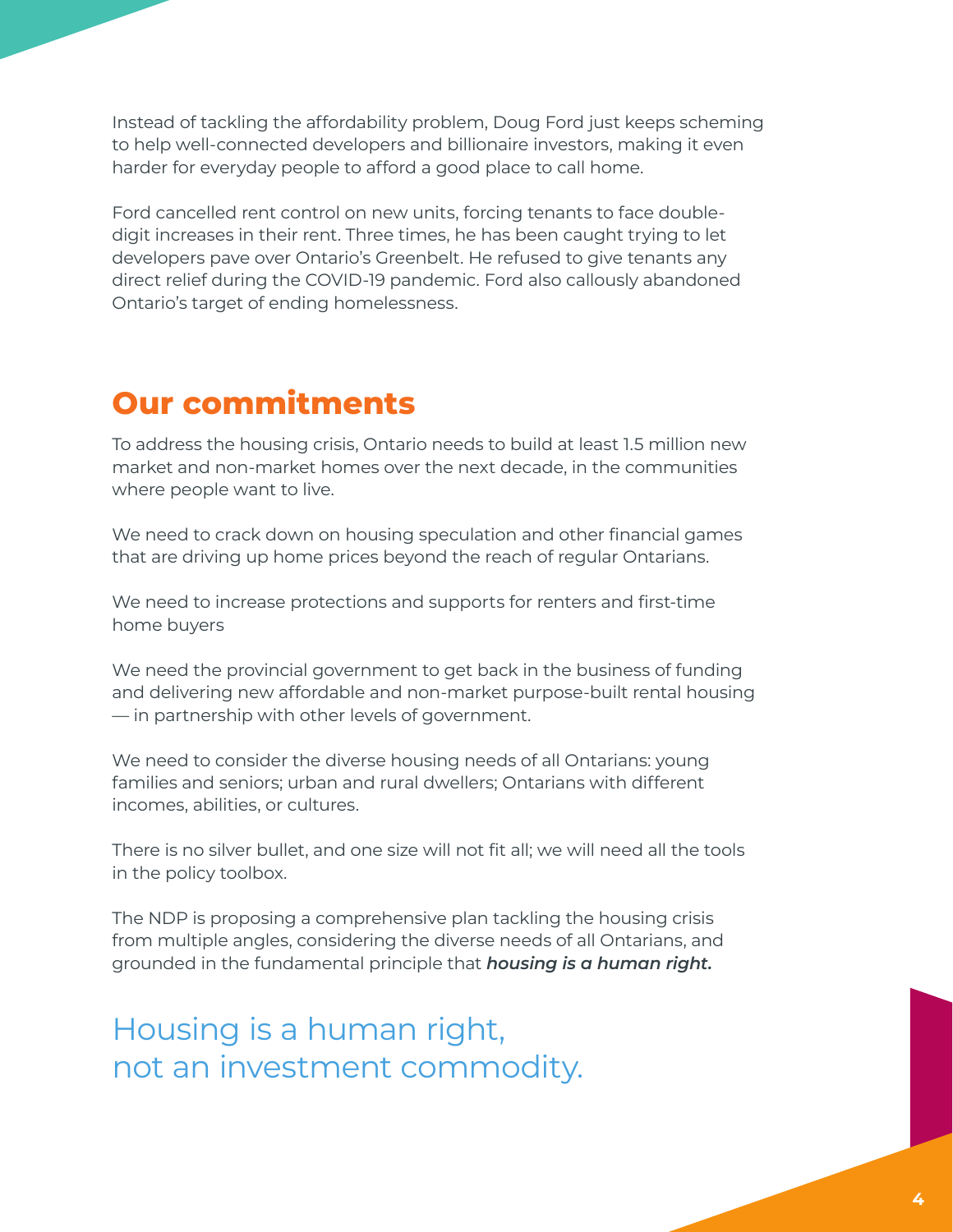Instead of tackling the affordability problem, Doug Ford just keeps scheming to help well-connected developers and billionaire investors, making it even harder for everyday people to afford a good place to call home.

Ford cancelled rent control on new units, forcing tenants to face double-digit increases in their rent. Three times, he has been caught trying to let developers pave over Ontario's Greenbelt. He refused to give tenants any direct relief during the COVID-19 pandemic. Ford also callously abandoned Ontario's target of ending homelessness.

## Our commitments

To address the housing crisis, Ontario needs to build at least 1.5 million new market and non-market homes over the next decade, in the communities where people want to live.

We need to crack down on housing speculation and other financial games that are driving up home prices beyond the reach of regular Ontarians.

We need to increase protections and supports for renters and first-time home buyers

We need the provincial government to get back in the business of funding and delivering new affordable and non-market purpose-built rental housing — in partnership with other levels of government.

We need to consider the diverse housing needs of all Ontarians: young families and seniors; urban and rural dwellers; Ontarians with different incomes, abilities, or cultures.

There is no silver bullet, and one size will not fit all; we will need all the tools in the policy toolbox.

The NDP is proposing a comprehensive plan tackling the housing crisis from multiple angles, considering the diverse needs of all Ontarians, and grounded in the fundamental principle that ***housing is a human right.***

Housing is a human right,
not an investment commodity.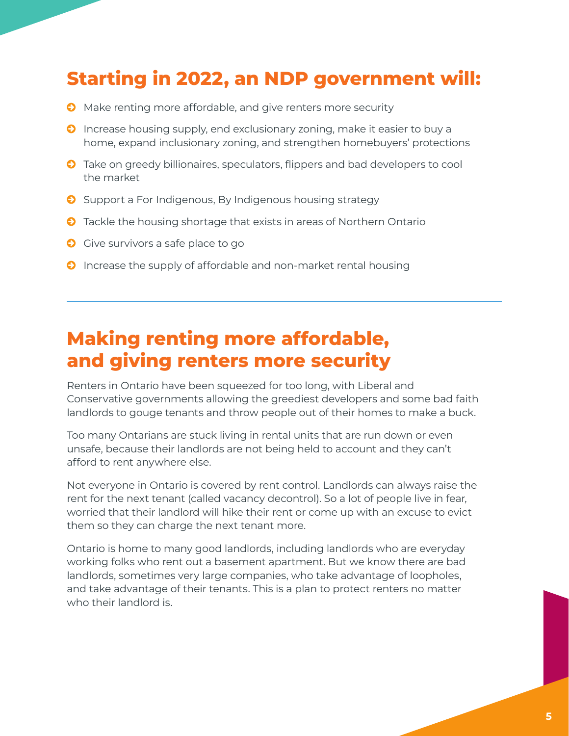## Starting in 2022, an NDP government will:

- Make renting more affordable, and give renters more security
- Increase housing supply, end exclusionary zoning, make it easier to buy a home, expand inclusionary zoning, and strengthen homebuyers' protections
- Take on greedy billionaires, speculators, flippers and bad developers to cool the market
- Support a For Indigenous, By Indigenous housing strategy
- Tackle the housing shortage that exists in areas of Northern Ontario
- Give survivors a safe place to go
- Increase the supply of affordable and non-market rental housing

---

## Making renting more affordable, and giving renters more security

Renters in Ontario have been squeezed for too long, with Liberal and Conservative governments allowing the greediest developers and some bad faith landlords to gouge tenants and throw people out of their homes to make a buck.

Too many Ontarians are stuck living in rental units that are run down or even unsafe, because their landlords are not being held to account and they can't afford to rent anywhere else.

Not everyone in Ontario is covered by rent control. Landlords can always raise the rent for the next tenant (called vacancy decontrol). So a lot of people live in fear, worried that their landlord will hike their rent or come up with an excuse to evict them so they can charge the next tenant more.

Ontario is home to many good landlords, including landlords who are everyday working folks who rent out a basement apartment. But we know there are bad landlords, sometimes very large companies, who take advantage of loopholes, and take advantage of their tenants. This is a plan to protect renters no matter who their landlord is.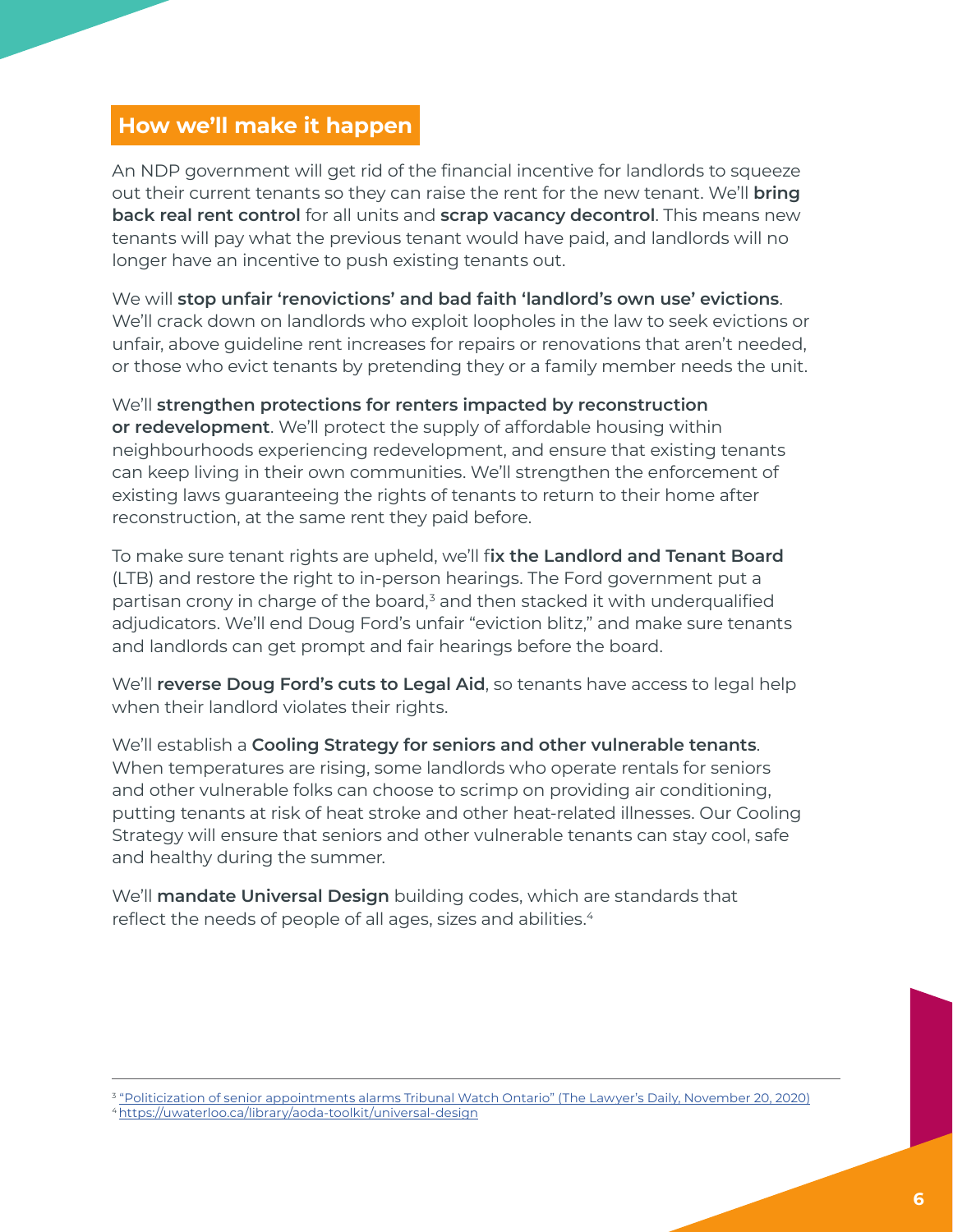## How we'll make it happen

An NDP government will get rid of the financial incentive for landlords to squeeze out their current tenants so they can raise the rent for the new tenant. We'll **bring back real rent control** for all units and **scrap vacancy decontrol**. This means new tenants will pay what the previous tenant would have paid, and landlords will no longer have an incentive to push existing tenants out.

We will **stop unfair 'renovictions' and bad faith 'landlord's own use' evictions**. We'll crack down on landlords who exploit loopholes in the law to seek evictions or unfair, above guideline rent increases for repairs or renovations that aren't needed, or those who evict tenants by pretending they or a family member needs the unit.

We'll **strengthen protections for renters impacted by reconstruction or redevelopment**. We'll protect the supply of affordable housing within neighbourhoods experiencing redevelopment, and ensure that existing tenants can keep living in their own communities. We'll strengthen the enforcement of existing laws guaranteeing the rights of tenants to return to their home after reconstruction, at the same rent they paid before.

To make sure tenant rights are upheld, we'll f**ix the Landlord and Tenant Board** (LTB) and restore the right to in-person hearings. The Ford government put a partisan crony in charge of the board,[3] and then stacked it with underqualified adjudicators. We'll end Doug Ford's unfair "eviction blitz," and make sure tenants and landlords can get prompt and fair hearings before the board.

We'll **reverse Doug Ford's cuts to Legal Aid**, so tenants have access to legal help when their landlord violates their rights.

We'll establish a **Cooling Strategy for seniors and other vulnerable tenants**. When temperatures are rising, some landlords who operate rentals for seniors and other vulnerable folks can choose to scrimp on providing air conditioning, putting tenants at risk of heat stroke and other heat-related illnesses. Our Cooling Strategy will ensure that seniors and other vulnerable tenants can stay cool, safe and healthy during the summer.

We'll **mandate Universal Design** building codes, which are standards that reflect the needs of people of all ages, sizes and abilities.[4]

---

[3] "Politicization of senior appointments alarms Tribunal Watch Ontario" (The Lawyer's Daily, November 20, 2020)

[4] https://uwaterloo.ca/library/aoda-toolkit/universal-design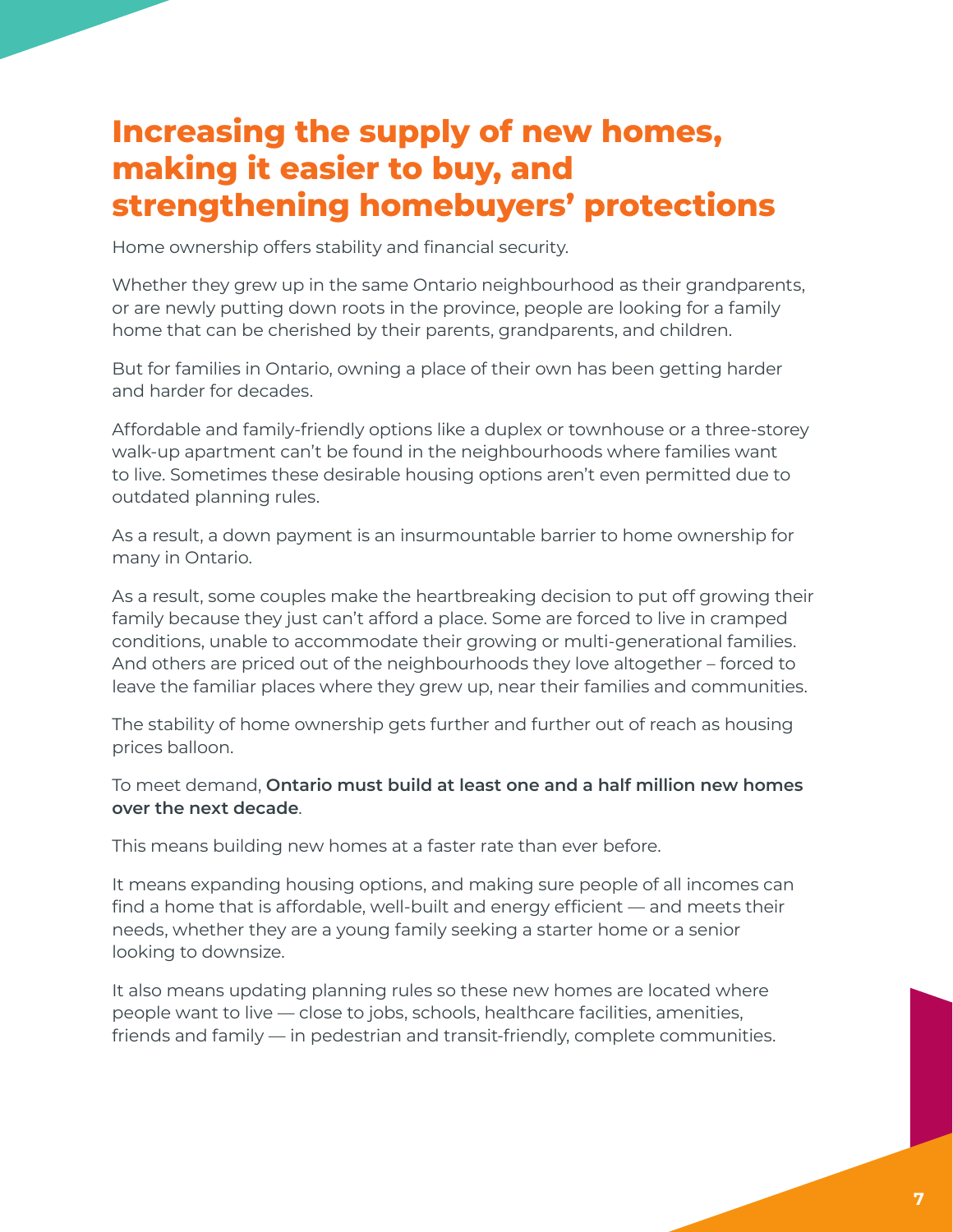# Increasing the supply of new homes, making it easier to buy, and strengthening homebuyers' protections

Home ownership offers stability and financial security.

Whether they grew up in the same Ontario neighbourhood as their grandparents, or are newly putting down roots in the province, people are looking for a family home that can be cherished by their parents, grandparents, and children.

But for families in Ontario, owning a place of their own has been getting harder and harder for decades.

Affordable and family-friendly options like a duplex or townhouse or a three-storey walk-up apartment can't be found in the neighbourhoods where families want to live. Sometimes these desirable housing options aren't even permitted due to outdated planning rules.

As a result, a down payment is an insurmountable barrier to home ownership for many in Ontario.

As a result, some couples make the heartbreaking decision to put off growing their family because they just can't afford a place. Some are forced to live in cramped conditions, unable to accommodate their growing or multi-generational families. And others are priced out of the neighbourhoods they love altogether – forced to leave the familiar places where they grew up, near their families and communities.

The stability of home ownership gets further and further out of reach as housing prices balloon.

To meet demand, **Ontario must build at least one and a half million new homes over the next decade**.

This means building new homes at a faster rate than ever before.

It means expanding housing options, and making sure people of all incomes can find a home that is affordable, well-built and energy efficient — and meets their needs, whether they are a young family seeking a starter home or a senior looking to downsize.

It also means updating planning rules so these new homes are located where people want to live — close to jobs, schools, healthcare facilities, amenities, friends and family — in pedestrian and transit-friendly, complete communities.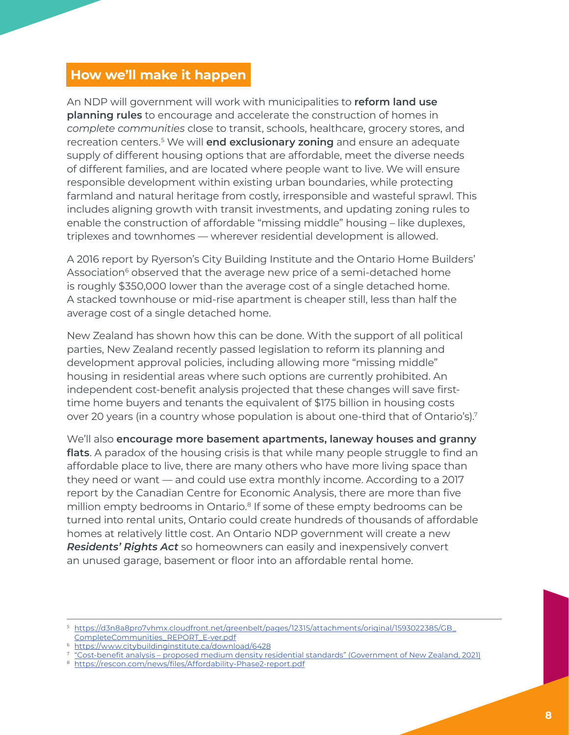## How we'll make it happen

An NDP will government will work with municipalities to **reform land use planning rules** to encourage and accelerate the construction of homes in *complete communities* close to transit, schools, healthcare, grocery stores, and recreation centers.[5] We will **end exclusionary zoning** and ensure an adequate supply of different housing options that are affordable, meet the diverse needs of different families, and are located where people want to live. We will ensure responsible development within existing urban boundaries, while protecting farmland and natural heritage from costly, irresponsible and wasteful sprawl. This includes aligning growth with transit investments, and updating zoning rules to enable the construction of affordable "missing middle" housing – like duplexes, triplexes and townhomes — wherever residential development is allowed.

A 2016 report by Ryerson's City Building Institute and the Ontario Home Builders' Association[6] observed that the average new price of a semi-detached home is roughly $350,000 lower than the average cost of a single detached home. A stacked townhouse or mid-rise apartment is cheaper still, less than half the average cost of a single detached home.

New Zealand has shown how this can be done. With the support of all political parties, New Zealand recently passed legislation to reform its planning and development approval policies, including allowing more "missing middle" housing in residential areas where such options are currently prohibited. An independent cost-benefit analysis projected that these changes will save first-time home buyers and tenants the equivalent of $175 billion in housing costs over 20 years (in a country whose population is about one-third that of Ontario's).[7]

We'll also **encourage more basement apartments, laneway houses and granny flats**. A paradox of the housing crisis is that while many people struggle to find an affordable place to live, there are many others who have more living space than they need or want — and could use extra monthly income. According to a 2017 report by the Canadian Centre for Economic Analysis, there are more than five million empty bedrooms in Ontario.[8] If some of these empty bedrooms can be turned into rental units, Ontario could create hundreds of thousands of affordable homes at relatively little cost. An Ontario NDP government will create a new ***Residents' Rights Act*** so homeowners can easily and inexpensively convert an unused garage, basement or floor into an affordable rental home.

---

[5] https://d3n8a8pro7vhmx.cloudfront.net/greenbelt/pages/12315/attachments/original/1593022385/GB_CompleteCommunities_REPORT_E-ver.pdf

[6] https://www.citybuildinginstitute.ca/download/6428

[7] "Cost-benefit analysis – proposed medium density residential standards" (Government of New Zealand, 2021)

[8] https://rescon.com/news/files/Affordability-Phase2-report.pdf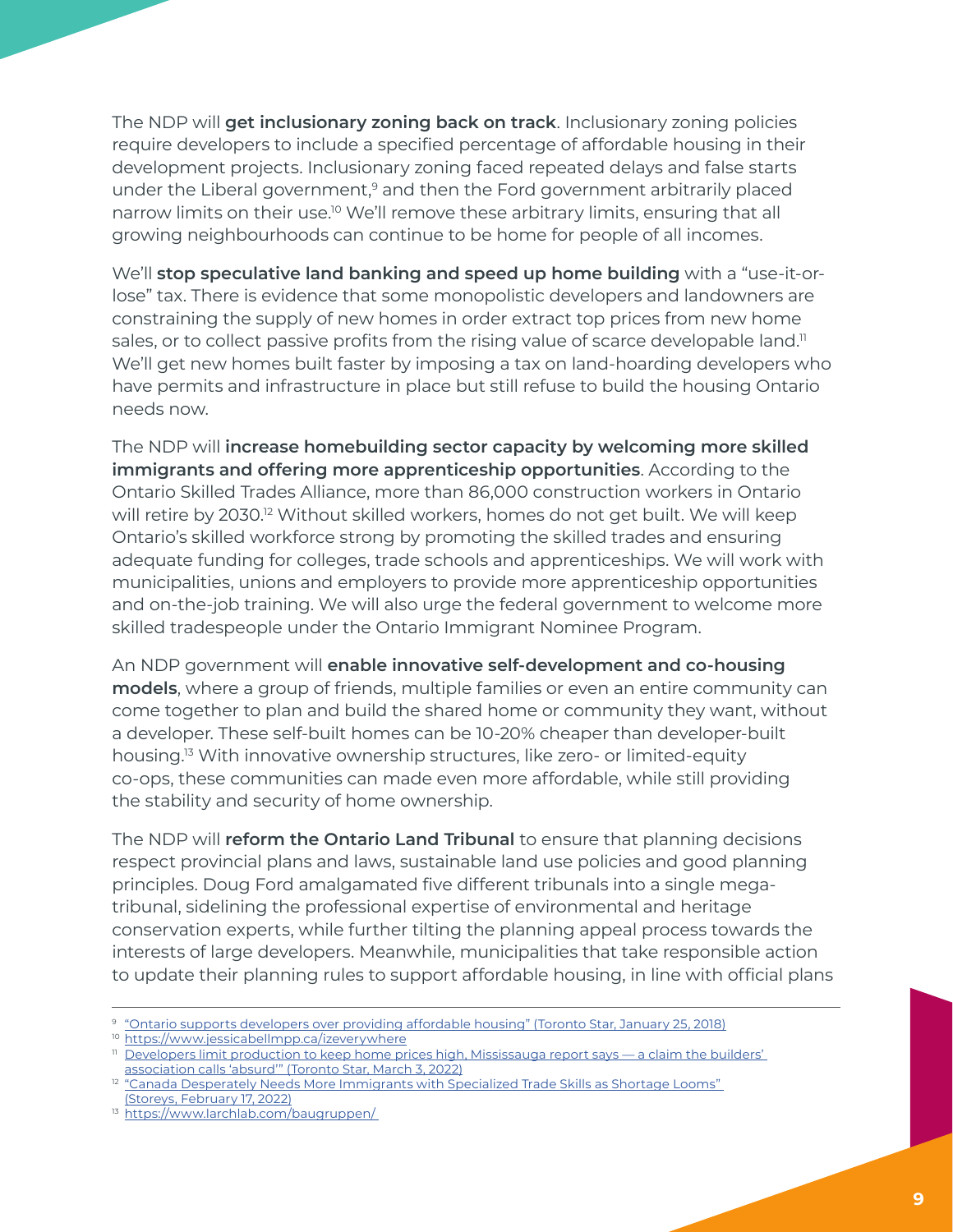The NDP will **get inclusionary zoning back on track**. Inclusionary zoning policies require developers to include a specified percentage of affordable housing in their development projects. Inclusionary zoning faced repeated delays and false starts under the Liberal government,[9] and then the Ford government arbitrarily placed narrow limits on their use.[10] We'll remove these arbitrary limits, ensuring that all growing neighbourhoods can continue to be home for people of all incomes.

We'll **stop speculative land banking and speed up home building** with a "use-it-or-lose" tax. There is evidence that some monopolistic developers and landowners are constraining the supply of new homes in order extract top prices from new home sales, or to collect passive profits from the rising value of scarce developable land.[11] We'll get new homes built faster by imposing a tax on land-hoarding developers who have permits and infrastructure in place but still refuse to build the housing Ontario needs now.

The NDP will **increase homebuilding sector capacity by welcoming more skilled immigrants and offering more apprenticeship opportunities**. According to the Ontario Skilled Trades Alliance, more than 86,000 construction workers in Ontario will retire by 2030.[12] Without skilled workers, homes do not get built. We will keep Ontario's skilled workforce strong by promoting the skilled trades and ensuring adequate funding for colleges, trade schools and apprenticeships. We will work with municipalities, unions and employers to provide more apprenticeship opportunities and on-the-job training. We will also urge the federal government to welcome more skilled tradespeople under the Ontario Immigrant Nominee Program.

An NDP government will **enable innovative self-development and co-housing models**, where a group of friends, multiple families or even an entire community can come together to plan and build the shared home or community they want, without a developer. These self-built homes can be 10-20% cheaper than developer-built housing.[13] With innovative ownership structures, like zero- or limited-equity co-ops, these communities can made even more affordable, while still providing the stability and security of home ownership.

The NDP will **reform the Ontario Land Tribunal** to ensure that planning decisions respect provincial plans and laws, sustainable land use policies and good planning principles. Doug Ford amalgamated five different tribunals into a single mega-tribunal, sidelining the professional expertise of environmental and heritage conservation experts, while further tilting the planning appeal process towards the interests of large developers. Meanwhile, municipalities that take responsible action to update their planning rules to support affordable housing, in line with official plans

---

[9] "Ontario supports developers over providing affordable housing" (Toronto Star, January 25, 2018)

[10] https://www.jessicabellmpp.ca/izeverywhere

[11] Developers limit production to keep home prices high, Mississauga report says — a claim the builders' association calls 'absurd'" (Toronto Star, March 3, 2022)

[12] "Canada Desperately Needs More Immigrants with Specialized Trade Skills as Shortage Looms" (Storeys, February 17, 2022)

[13] https://www.larchlab.com/baugruppen/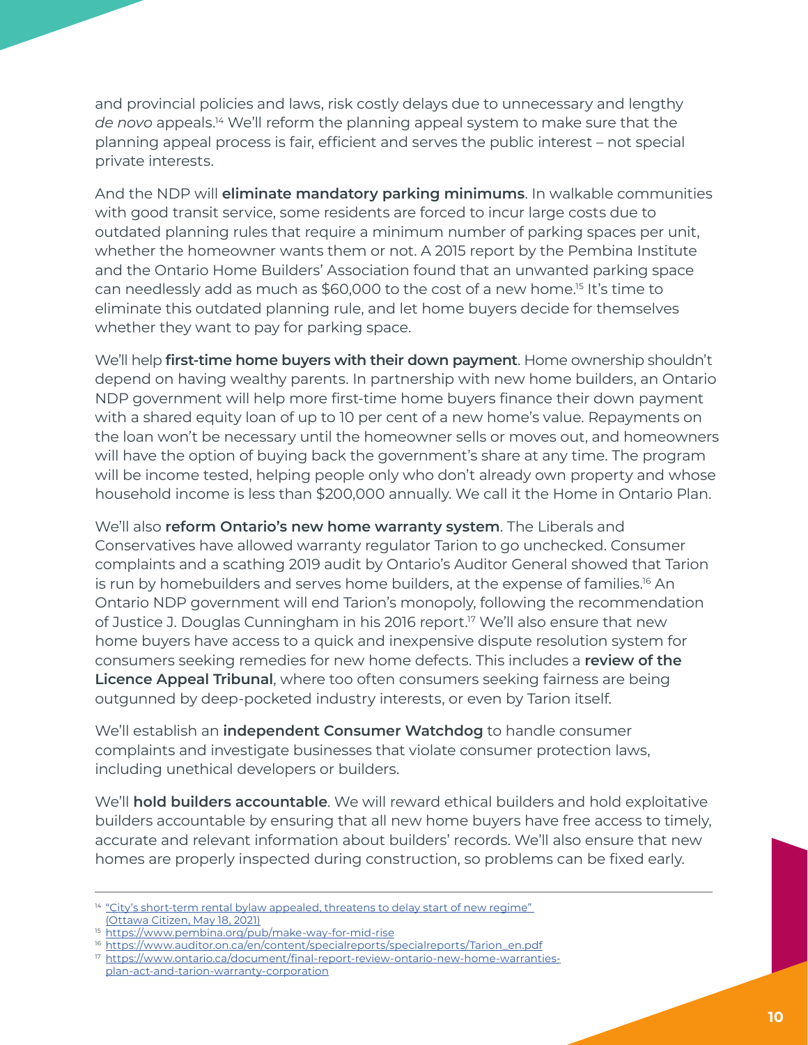and provincial policies and laws, risk costly delays due to unnecessary and lengthy *de novo* appeals.[14] We'll reform the planning appeal system to make sure that the planning appeal process is fair, efficient and serves the public interest – not special private interests.

And the NDP will **eliminate mandatory parking minimums**. In walkable communities with good transit service, some residents are forced to incur large costs due to outdated planning rules that require a minimum number of parking spaces per unit, whether the homeowner wants them or not. A 2015 report by the Pembina Institute and the Ontario Home Builders' Association found that an unwanted parking space can needlessly add as much as $60,000 to the cost of a new home.[15] It's time to eliminate this outdated planning rule, and let home buyers decide for themselves whether they want to pay for parking space.

We'll help **first-time home buyers with their down payment**. Home ownership shouldn't depend on having wealthy parents. In partnership with new home builders, an Ontario NDP government will help more first-time home buyers finance their down payment with a shared equity loan of up to 10 per cent of a new home's value. Repayments on the loan won't be necessary until the homeowner sells or moves out, and homeowners will have the option of buying back the government's share at any time. The program will be income tested, helping people only who don't already own property and whose household income is less than $200,000 annually. We call it the Home in Ontario Plan.

We'll also **reform Ontario's new home warranty system**. The Liberals and Conservatives have allowed warranty regulator Tarion to go unchecked. Consumer complaints and a scathing 2019 audit by Ontario's Auditor General showed that Tarion is run by homebuilders and serves home builders, at the expense of families.[16] An Ontario NDP government will end Tarion's monopoly, following the recommendation of Justice J. Douglas Cunningham in his 2016 report.[17] We'll also ensure that new home buyers have access to a quick and inexpensive dispute resolution system for consumers seeking remedies for new home defects. This includes a **review of the Licence Appeal Tribunal**, where too often consumers seeking fairness are being outgunned by deep-pocketed industry interests, or even by Tarion itself.

We'll establish an **independent Consumer Watchdog** to handle consumer complaints and investigate businesses that violate consumer protection laws, including unethical developers or builders.

We'll **hold builders accountable**. We will reward ethical builders and hold exploitative builders accountable by ensuring that all new home buyers have free access to timely, accurate and relevant information about builders' records. We'll also ensure that new homes are properly inspected during construction, so problems can be fixed early.

---

[14] "City's short-term rental bylaw appealed, threatens to delay start of new regime" (Ottawa Citizen, May 18, 2021)

[15] https://www.pembina.org/pub/make-way-for-mid-rise

[16] https://www.auditor.on.ca/en/content/specialreports/specialreports/Tarion_en.pdf

[17] https://www.ontario.ca/document/final-report-review-ontario-new-home-warranties-plan-act-and-tarion-warranty-corporation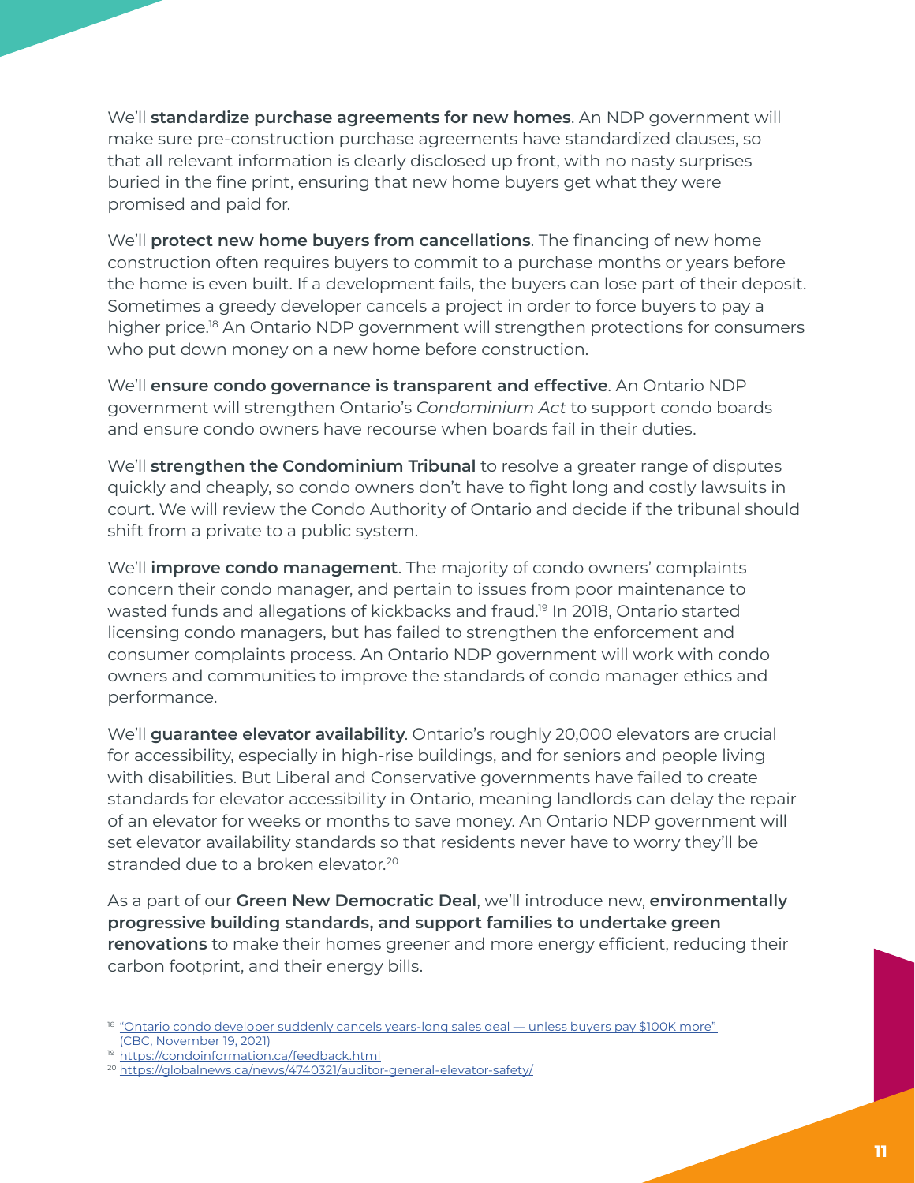We'll **standardize purchase agreements for new homes**. An NDP government will make sure pre-construction purchase agreements have standardized clauses, so that all relevant information is clearly disclosed up front, with no nasty surprises buried in the fine print, ensuring that new home buyers get what they were promised and paid for.

We'll **protect new home buyers from cancellations**. The financing of new home construction often requires buyers to commit to a purchase months or years before the home is even built. If a development fails, the buyers can lose part of their deposit. Sometimes a greedy developer cancels a project in order to force buyers to pay a higher price.[18] An Ontario NDP government will strengthen protections for consumers who put down money on a new home before construction.

We'll **ensure condo governance is transparent and effective**. An Ontario NDP government will strengthen Ontario's *Condominium Act* to support condo boards and ensure condo owners have recourse when boards fail in their duties.

We'll **strengthen the Condominium Tribunal** to resolve a greater range of disputes quickly and cheaply, so condo owners don't have to fight long and costly lawsuits in court. We will review the Condo Authority of Ontario and decide if the tribunal should shift from a private to a public system.

We'll **improve condo management**. The majority of condo owners' complaints concern their condo manager, and pertain to issues from poor maintenance to wasted funds and allegations of kickbacks and fraud.[19] In 2018, Ontario started licensing condo managers, but has failed to strengthen the enforcement and consumer complaints process. An Ontario NDP government will work with condo owners and communities to improve the standards of condo manager ethics and performance.

We'll **guarantee elevator availability**. Ontario's roughly 20,000 elevators are crucial for accessibility, especially in high-rise buildings, and for seniors and people living with disabilities. But Liberal and Conservative governments have failed to create standards for elevator accessibility in Ontario, meaning landlords can delay the repair of an elevator for weeks or months to save money. An Ontario NDP government will set elevator availability standards so that residents never have to worry they'll be stranded due to a broken elevator.[20]

As a part of our **Green New Democratic Deal**, we'll introduce new, **environmentally progressive building standards, and support families to undertake green renovations** to make their homes greener and more energy efficient, reducing their carbon footprint, and their energy bills.

---

[18] "Ontario condo developer suddenly cancels years-long sales deal — unless buyers pay $100K more" (CBC, November 19, 2021)

[19] https://condoinformation.ca/feedback.html

[20] https://globalnews.ca/news/4740321/auditor-general-elevator-safety/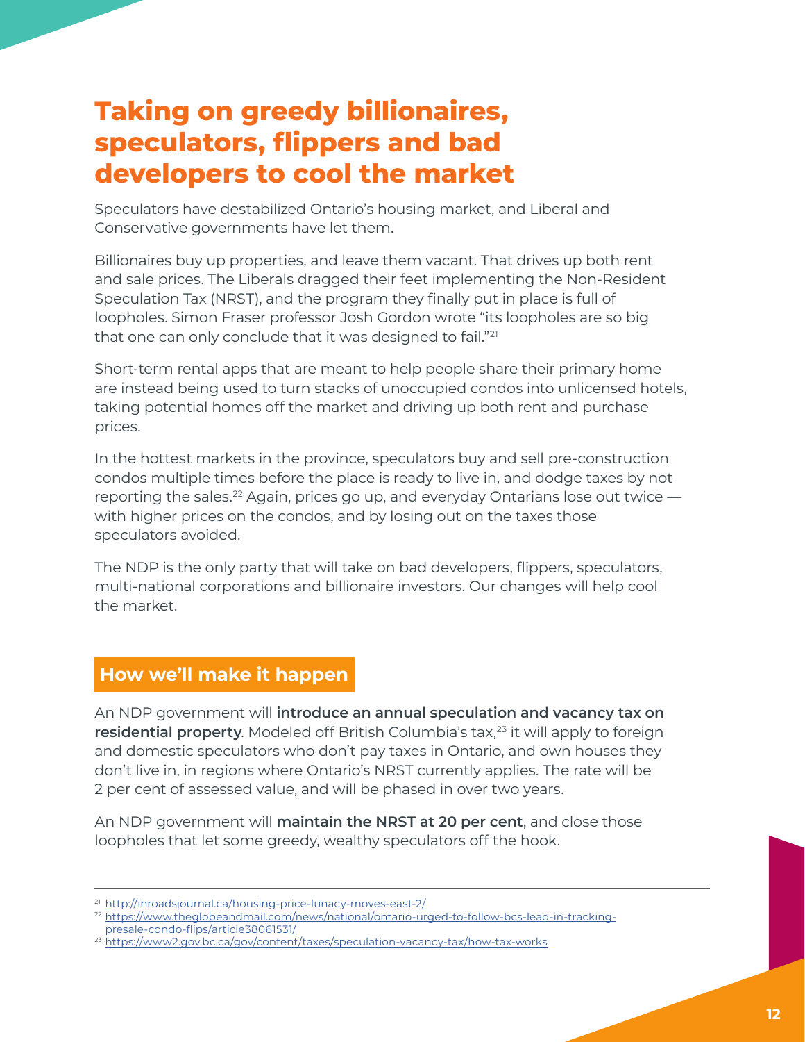# Taking on greedy billionaires, speculators, flippers and bad developers to cool the market

Speculators have destabilized Ontario's housing market, and Liberal and Conservative governments have let them.

Billionaires buy up properties, and leave them vacant. That drives up both rent and sale prices. The Liberals dragged their feet implementing the Non-Resident Speculation Tax (NRST), and the program they finally put in place is full of loopholes. Simon Fraser professor Josh Gordon wrote "its loopholes are so big that one can only conclude that it was designed to fail."[21]

Short-term rental apps that are meant to help people share their primary home are instead being used to turn stacks of unoccupied condos into unlicensed hotels, taking potential homes off the market and driving up both rent and purchase prices.

In the hottest markets in the province, speculators buy and sell pre-construction condos multiple times before the place is ready to live in, and dodge taxes by not reporting the sales.[22] Again, prices go up, and everyday Ontarians lose out twice — with higher prices on the condos, and by losing out on the taxes those speculators avoided.

The NDP is the only party that will take on bad developers, flippers, speculators, multi-national corporations and billionaire investors. Our changes will help cool the market.

## How we'll make it happen

An NDP government will **introduce an annual speculation and vacancy tax on residential property**. Modeled off British Columbia's tax,[23] it will apply to foreign and domestic speculators who don't pay taxes in Ontario, and own houses they don't live in, in regions where Ontario's NRST currently applies. The rate will be 2 per cent of assessed value, and will be phased in over two years.

An NDP government will **maintain the NRST at 20 per cent**, and close those loopholes that let some greedy, wealthy speculators off the hook.

---

[21] http://inroadsjournal.ca/housing-price-lunacy-moves-east-2/

[22] https://www.theglobeandmail.com/news/national/ontario-urged-to-follow-bcs-lead-in-tracking-presale-condo-flips/article38061531/

[23] https://www2.gov.bc.ca/gov/content/taxes/speculation-vacancy-tax/how-tax-works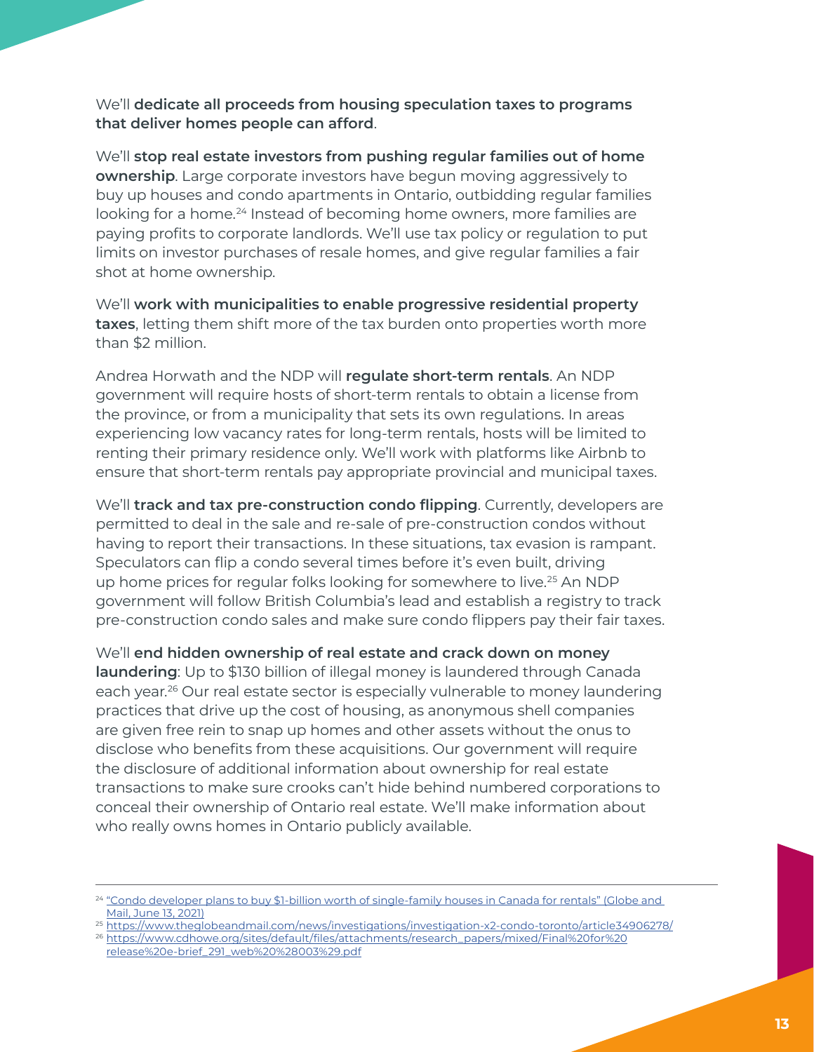We'll **dedicate all proceeds from housing speculation taxes to programs that deliver homes people can afford**.

We'll **stop real estate investors from pushing regular families out of home ownership**. Large corporate investors have begun moving aggressively to buy up houses and condo apartments in Ontario, outbidding regular families looking for a home.[24] Instead of becoming home owners, more families are paying profits to corporate landlords. We'll use tax policy or regulation to put limits on investor purchases of resale homes, and give regular families a fair shot at home ownership.

We'll **work with municipalities to enable progressive residential property taxes**, letting them shift more of the tax burden onto properties worth more than $2 million.

Andrea Horwath and the NDP will **regulate short-term rentals**. An NDP government will require hosts of short-term rentals to obtain a license from the province, or from a municipality that sets its own regulations. In areas experiencing low vacancy rates for long-term rentals, hosts will be limited to renting their primary residence only. We'll work with platforms like Airbnb to ensure that short-term rentals pay appropriate provincial and municipal taxes.

We'll **track and tax pre-construction condo flipping**. Currently, developers are permitted to deal in the sale and re-sale of pre-construction condos without having to report their transactions. In these situations, tax evasion is rampant. Speculators can flip a condo several times before it's even built, driving up home prices for regular folks looking for somewhere to live.[25] An NDP government will follow British Columbia's lead and establish a registry to track pre-construction condo sales and make sure condo flippers pay their fair taxes.

We'll **end hidden ownership of real estate and crack down on money laundering**: Up to $130 billion of illegal money is laundered through Canada each year.[26] Our real estate sector is especially vulnerable to money laundering practices that drive up the cost of housing, as anonymous shell companies are given free rein to snap up homes and other assets without the onus to disclose who benefits from these acquisitions. Our government will require the disclosure of additional information about ownership for real estate transactions to make sure crooks can't hide behind numbered corporations to conceal their ownership of Ontario real estate. We'll make information about who really owns homes in Ontario publicly available.

---

[24] "Condo developer plans to buy $1-billion worth of single-family houses in Canada for rentals" (Globe and Mail, June 13, 2021)

[25] https://www.theglobeandmail.com/news/investigations/investigation-x2-condo-toronto/article34906278/

[26] https://www.cdhowe.org/sites/default/files/attachments/research_papers/mixed/Final%20for%20release%20e-brief_291_web%20%28003%29.pdf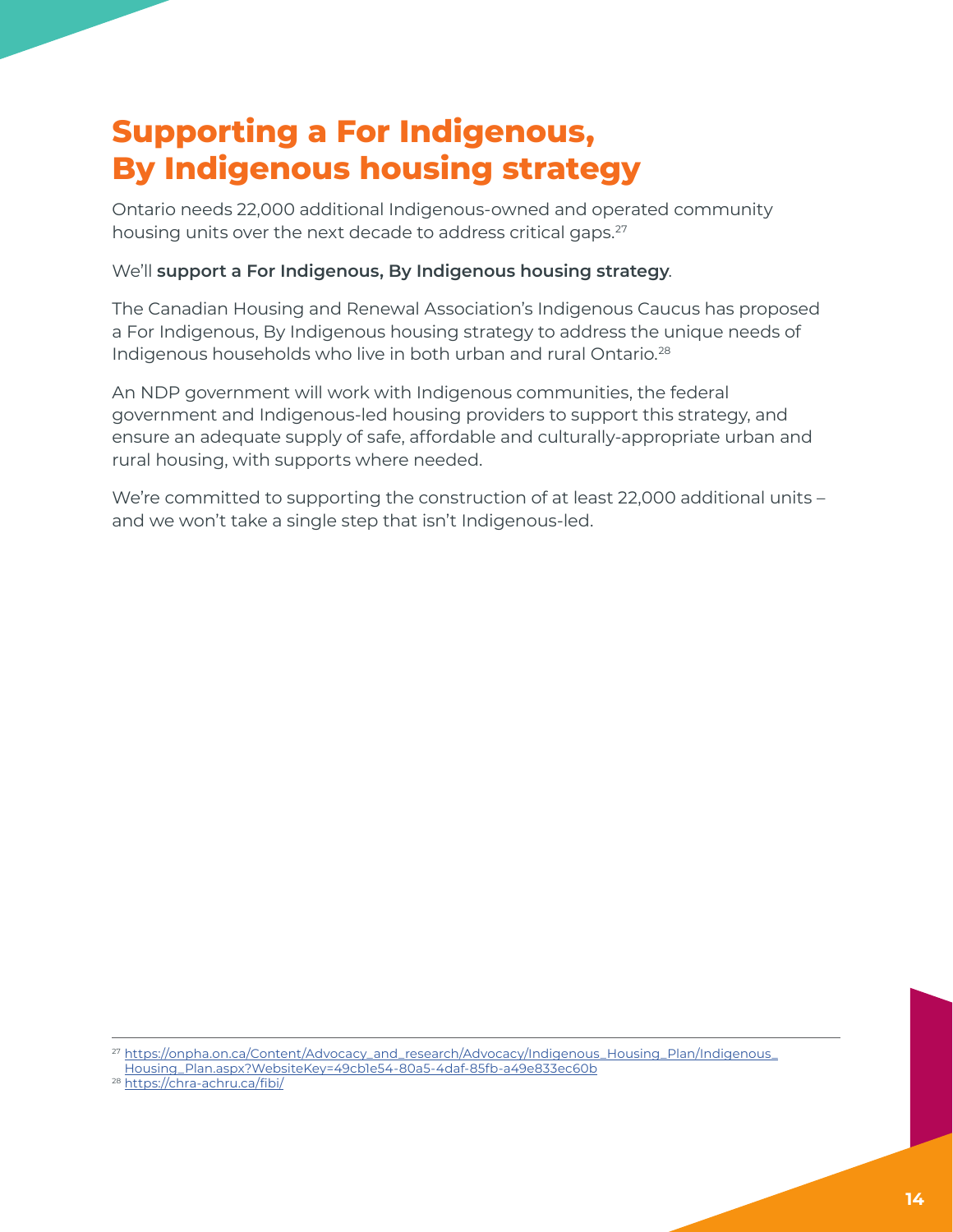# Supporting a For Indigenous, By Indigenous housing strategy

Ontario needs 22,000 additional Indigenous-owned and operated community housing units over the next decade to address critical gaps.[27]

We'll **support a For Indigenous, By Indigenous housing strategy**.

The Canadian Housing and Renewal Association's Indigenous Caucus has proposed a For Indigenous, By Indigenous housing strategy to address the unique needs of Indigenous households who live in both urban and rural Ontario.[28]

An NDP government will work with Indigenous communities, the federal government and Indigenous-led housing providers to support this strategy, and ensure an adequate supply of safe, affordable and culturally-appropriate urban and rural housing, with supports where needed.

We're committed to supporting the construction of at least 22,000 additional units – and we won't take a single step that isn't Indigenous-led.

---

[27] https://onpha.on.ca/Content/Advocacy_and_research/Advocacy/Indigenous_Housing_Plan/Indigenous_Housing_Plan.aspx?WebsiteKey=49cb1e54-80a5-4daf-85fb-a49e833ec60b

[28] https://chra-achru.ca/fibi/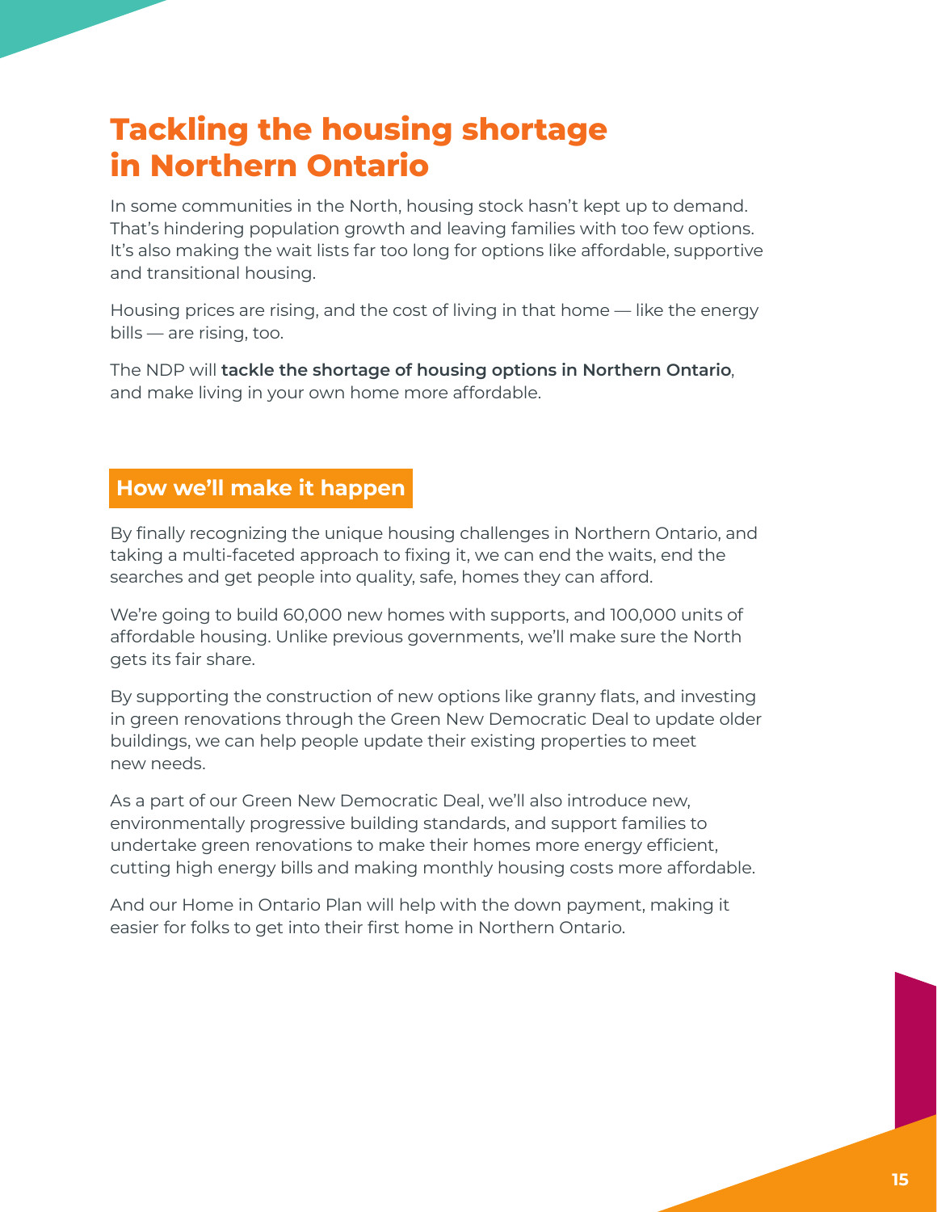# Tackling the housing shortage in Northern Ontario

In some communities in the North, housing stock hasn't kept up to demand. That's hindering population growth and leaving families with too few options. It's also making the wait lists far too long for options like affordable, supportive and transitional housing.

Housing prices are rising, and the cost of living in that home — like the energy bills — are rising, too.

The NDP will **tackle the shortage of housing options in Northern Ontario**, and make living in your own home more affordable.

## How we'll make it happen

By finally recognizing the unique housing challenges in Northern Ontario, and taking a multi-faceted approach to fixing it, we can end the waits, end the searches and get people into quality, safe, homes they can afford.

We're going to build 60,000 new homes with supports, and 100,000 units of affordable housing. Unlike previous governments, we'll make sure the North gets its fair share.

By supporting the construction of new options like granny flats, and investing in green renovations through the Green New Democratic Deal to update older buildings, we can help people update their existing properties to meet new needs.

As a part of our Green New Democratic Deal, we'll also introduce new, environmentally progressive building standards, and support families to undertake green renovations to make their homes more energy efficient, cutting high energy bills and making monthly housing costs more affordable.

And our Home in Ontario Plan will help with the down payment, making it easier for folks to get into their first home in Northern Ontario.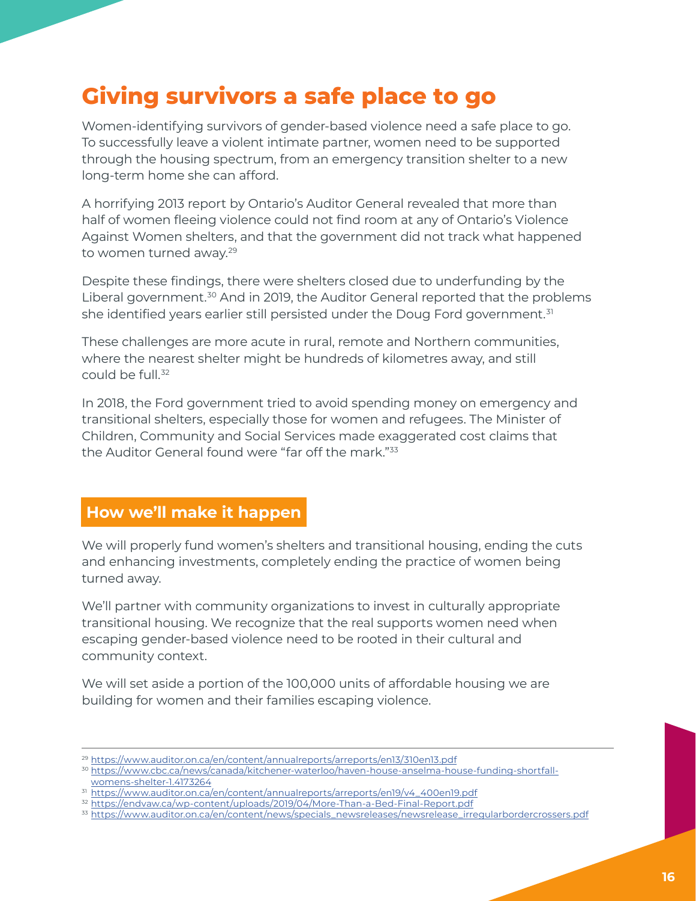# Giving survivors a safe place to go

Women-identifying survivors of gender-based violence need a safe place to go. To successfully leave a violent intimate partner, women need to be supported through the housing spectrum, from an emergency transition shelter to a new long-term home she can afford.

A horrifying 2013 report by Ontario's Auditor General revealed that more than half of women fleeing violence could not find room at any of Ontario's Violence Against Women shelters, and that the government did not track what happened to women turned away.[29]

Despite these findings, there were shelters closed due to underfunding by the Liberal government.[30] And in 2019, the Auditor General reported that the problems she identified years earlier still persisted under the Doug Ford government.[31]

These challenges are more acute in rural, remote and Northern communities, where the nearest shelter might be hundreds of kilometres away, and still could be full.[32]

In 2018, the Ford government tried to avoid spending money on emergency and transitional shelters, especially those for women and refugees. The Minister of Children, Community and Social Services made exaggerated cost claims that the Auditor General found were "far off the mark."[33]

## How we'll make it happen

We will properly fund women's shelters and transitional housing, ending the cuts and enhancing investments, completely ending the practice of women being turned away.

We'll partner with community organizations to invest in culturally appropriate transitional housing. We recognize that the real supports women need when escaping gender-based violence need to be rooted in their cultural and community context.

We will set aside a portion of the 100,000 units of affordable housing we are building for women and their families escaping violence.

---

[29] https://www.auditor.on.ca/en/content/annualreports/arreports/en13/310en13.pdf

[30] https://www.cbc.ca/news/canada/kitchener-waterloo/haven-house-anselma-house-funding-shortfall-womens-shelter-1.4173264

[31] https://www.auditor.on.ca/en/content/annualreports/arreports/en19/v4_400en19.pdf

[32] https://endvaw.ca/wp-content/uploads/2019/04/More-Than-a-Bed-Final-Report.pdf

[33] https://www.auditor.on.ca/en/content/news/specials_newsreleases/newsrelease_irregularbordercrossers.pdf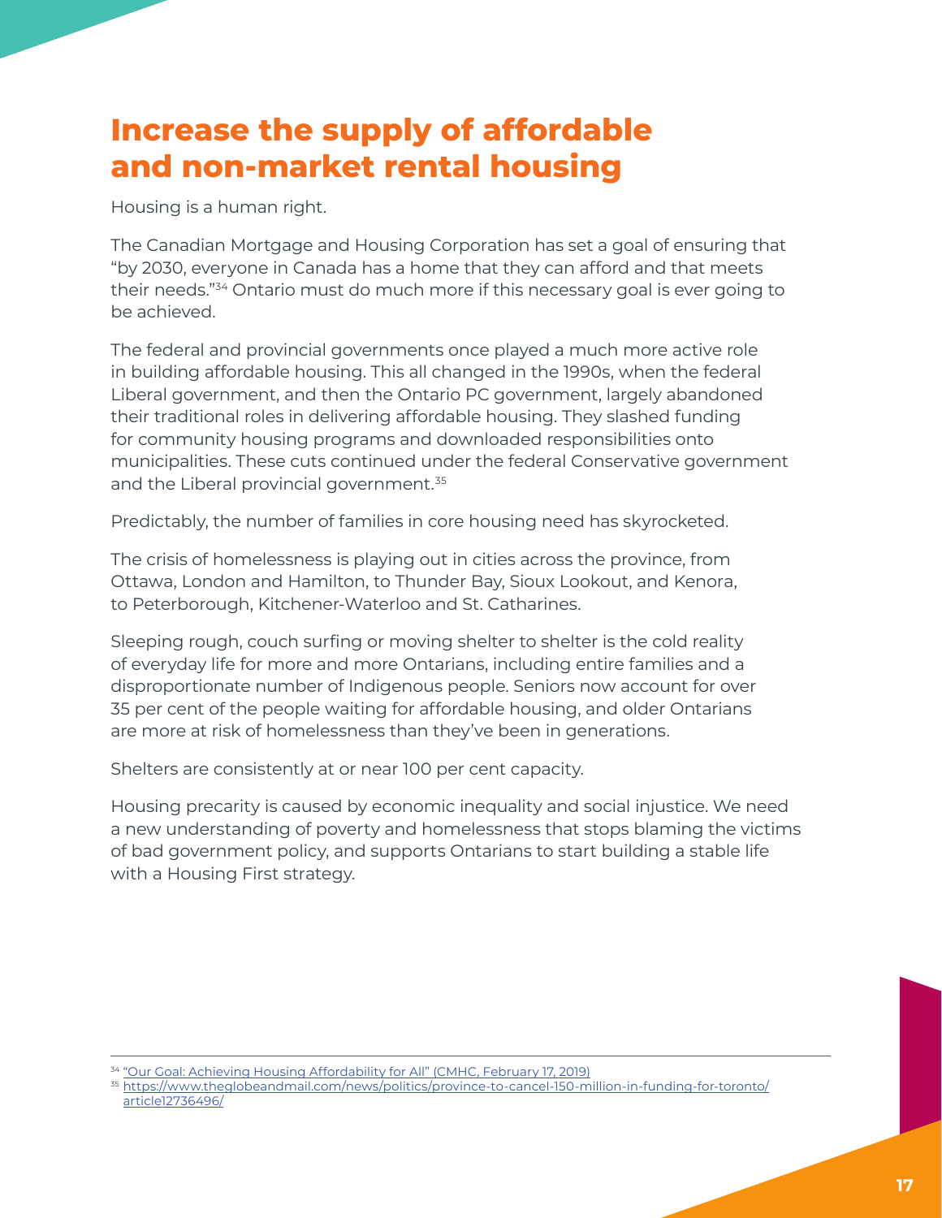# Increase the supply of affordable and non-market rental housing

Housing is a human right.

The Canadian Mortgage and Housing Corporation has set a goal of ensuring that "by 2030, everyone in Canada has a home that they can afford and that meets their needs."[34] Ontario must do much more if this necessary goal is ever going to be achieved.

The federal and provincial governments once played a much more active role in building affordable housing. This all changed in the 1990s, when the federal Liberal government, and then the Ontario PC government, largely abandoned their traditional roles in delivering affordable housing. They slashed funding for community housing programs and downloaded responsibilities onto municipalities. These cuts continued under the federal Conservative government and the Liberal provincial government.[35]

Predictably, the number of families in core housing need has skyrocketed.

The crisis of homelessness is playing out in cities across the province, from Ottawa, London and Hamilton, to Thunder Bay, Sioux Lookout, and Kenora, to Peterborough, Kitchener-Waterloo and St. Catharines.

Sleeping rough, couch surfing or moving shelter to shelter is the cold reality of everyday life for more and more Ontarians, including entire families and a disproportionate number of Indigenous people. Seniors now account for over 35 per cent of the people waiting for affordable housing, and older Ontarians are more at risk of homelessness than they've been in generations.

Shelters are consistently at or near 100 per cent capacity.

Housing precarity is caused by economic inequality and social injustice. We need a new understanding of poverty and homelessness that stops blaming the victims of bad government policy, and supports Ontarians to start building a stable life with a Housing First strategy.

---

[34] "Our Goal: Achieving Housing Affordability for All" (CMHC, February 17, 2019)

[35] https://www.theglobeandmail.com/news/politics/province-to-cancel-150-million-in-funding-for-toronto/article12736496/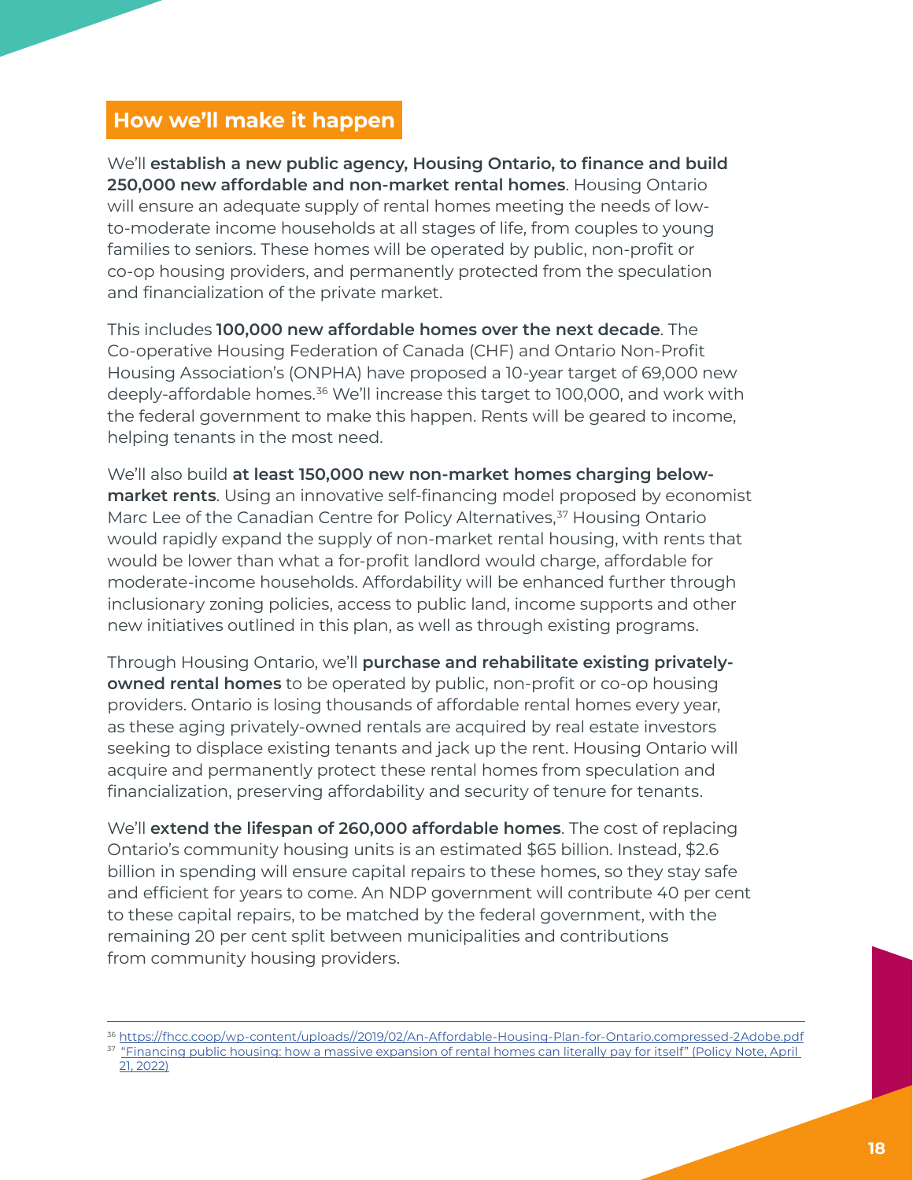## How we'll make it happen

We'll **establish a new public agency, Housing Ontario, to finance and build 250,000 new affordable and non-market rental homes**. Housing Ontario will ensure an adequate supply of rental homes meeting the needs of low-to-moderate income households at all stages of life, from couples to young families to seniors. These homes will be operated by public, non-profit or co-op housing providers, and permanently protected from the speculation and financialization of the private market.

This includes **100,000 new affordable homes over the next decade**. The Co-operative Housing Federation of Canada (CHF) and Ontario Non-Profit Housing Association's (ONPHA) have proposed a 10-year target of 69,000 new deeply-affordable homes.[36] We'll increase this target to 100,000, and work with the federal government to make this happen. Rents will be geared to income, helping tenants in the most need.

We'll also build **at least 150,000 new non-market homes charging below-market rents**. Using an innovative self-financing model proposed by economist Marc Lee of the Canadian Centre for Policy Alternatives,[37] Housing Ontario would rapidly expand the supply of non-market rental housing, with rents that would be lower than what a for-profit landlord would charge, affordable for moderate-income households. Affordability will be enhanced further through inclusionary zoning policies, access to public land, income supports and other new initiatives outlined in this plan, as well as through existing programs.

Through Housing Ontario, we'll **purchase and rehabilitate existing privately-owned rental homes** to be operated by public, non-profit or co-op housing providers. Ontario is losing thousands of affordable rental homes every year, as these aging privately-owned rentals are acquired by real estate investors seeking to displace existing tenants and jack up the rent. Housing Ontario will acquire and permanently protect these rental homes from speculation and financialization, preserving affordability and security of tenure for tenants.

We'll **extend the lifespan of 260,000 affordable homes**. The cost of replacing Ontario's community housing units is an estimated $65 billion. Instead, $2.6 billion in spending will ensure capital repairs to these homes, so they stay safe and efficient for years to come. An NDP government will contribute 40 per cent to these capital repairs, to be matched by the federal government, with the remaining 20 per cent split between municipalities and contributions from community housing providers.

---

[36] https://fhcc.coop/wp-content/uploads//2019/02/An-Affordable-Housing-Plan-for-Ontario.compressed-2Adobe.pdf

[37] "Financing public housing: how a massive expansion of rental homes can literally pay for itself" (Policy Note, April 21, 2022)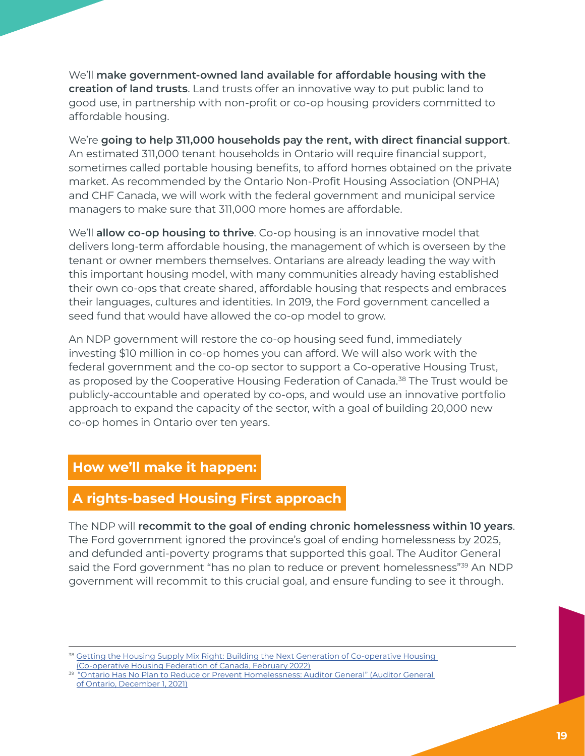We'll **make government-owned land available for affordable housing with the creation of land trusts**. Land trusts offer an innovative way to put public land to good use, in partnership with non-profit or co-op housing providers committed to affordable housing.

We're **going to help 311,000 households pay the rent, with direct financial support**. An estimated 311,000 tenant households in Ontario will require financial support, sometimes called portable housing benefits, to afford homes obtained on the private market. As recommended by the Ontario Non-Profit Housing Association (ONPHA) and CHF Canada, we will work with the federal government and municipal service managers to make sure that 311,000 more homes are affordable.

We'll **allow co-op housing to thrive**. Co-op housing is an innovative model that delivers long-term affordable housing, the management of which is overseen by the tenant or owner members themselves. Ontarians are already leading the way with this important housing model, with many communities already having established their own co-ops that create shared, affordable housing that respects and embraces their languages, cultures and identities. In 2019, the Ford government cancelled a seed fund that would have allowed the co-op model to grow.

An NDP government will restore the co-op housing seed fund, immediately investing $10 million in co-op homes you can afford. We will also work with the federal government and the co-op sector to support a Co-operative Housing Trust, as proposed by the Cooperative Housing Federation of Canada.[38] The Trust would be publicly-accountable and operated by co-ops, and would use an innovative portfolio approach to expand the capacity of the sector, with a goal of building 20,000 new co-op homes in Ontario over ten years.

## How we'll make it happen:

### A rights-based Housing First approach

The NDP will **recommit to the goal of ending chronic homelessness within 10 years**. The Ford government ignored the province's goal of ending homelessness by 2025, and defunded anti-poverty programs that supported this goal. The Auditor General said the Ford government "has no plan to reduce or prevent homelessness"[39] An NDP government will recommit to this crucial goal, and ensure funding to see it through.

---

[38] Getting the Housing Supply Mix Right: Building the Next Generation of Co-operative Housing (Co-operative Housing Federation of Canada, February 2022)

[39] "Ontario Has No Plan to Reduce or Prevent Homelessness: Auditor General" (Auditor General of Ontario, December 1, 2021)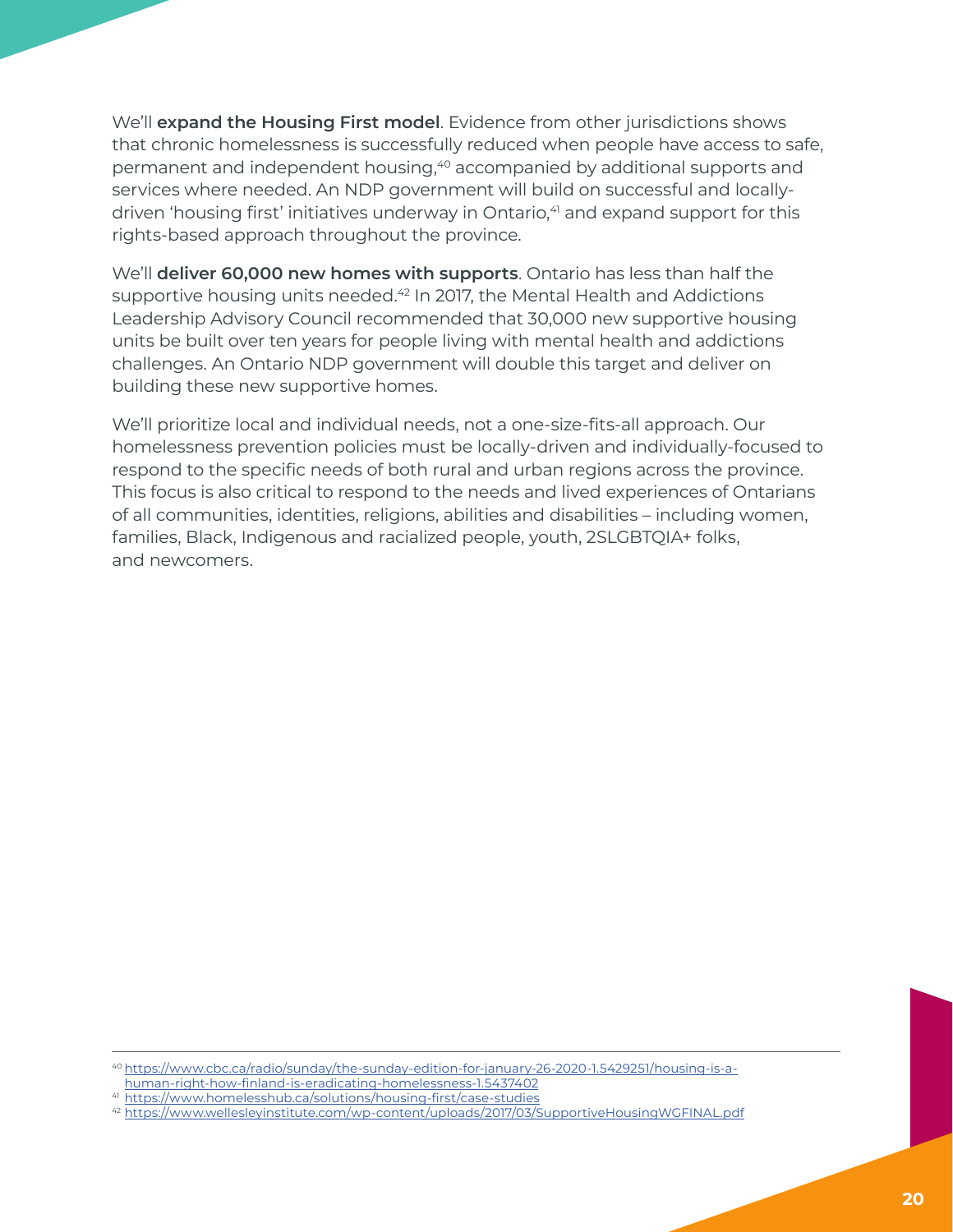We'll **expand the Housing First model**. Evidence from other jurisdictions shows that chronic homelessness is successfully reduced when people have access to safe, permanent and independent housing,[40] accompanied by additional supports and services where needed. An NDP government will build on successful and locally-driven 'housing first' initiatives underway in Ontario,[41] and expand support for this rights-based approach throughout the province.

We'll **deliver 60,000 new homes with supports**. Ontario has less than half the supportive housing units needed.[42] In 2017, the Mental Health and Addictions Leadership Advisory Council recommended that 30,000 new supportive housing units be built over ten years for people living with mental health and addictions challenges. An Ontario NDP government will double this target and deliver on building these new supportive homes.

We'll prioritize local and individual needs, not a one-size-fits-all approach. Our homelessness prevention policies must be locally-driven and individually-focused to respond to the specific needs of both rural and urban regions across the province. This focus is also critical to respond to the needs and lived experiences of Ontarians of all communities, identities, religions, abilities and disabilities – including women, families, Black, Indigenous and racialized people, youth, 2SLGBTQIA+ folks, and newcomers.

---

[40] https://www.cbc.ca/radio/sunday/the-sunday-edition-for-january-26-2020-1.5429251/housing-is-a-human-right-how-finland-is-eradicating-homelessness-1.5437402

[41] https://www.homelesshub.ca/solutions/housing-first/case-studies

[42] https://www.wellesleyinstitute.com/wp-content/uploads/2017/03/SupportiveHousingWGFINAL.pdf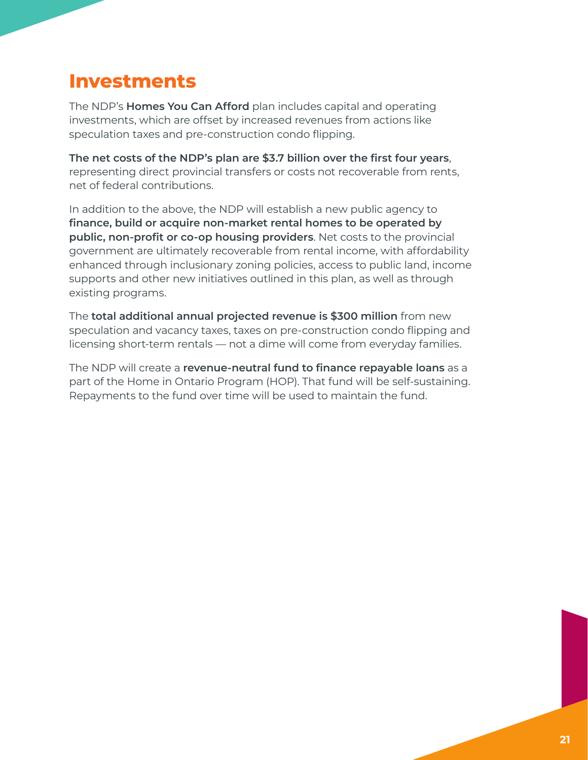# Investments

The NDP's **Homes You Can Afford** plan includes capital and operating investments, which are offset by increased revenues from actions like speculation taxes and pre-construction condo flipping.

**The net costs of the NDP's plan are $3.7 billion over the first four years**, representing direct provincial transfers or costs not recoverable from rents, net of federal contributions.

In addition to the above, the NDP will establish a new public agency to **finance, build or acquire non-market rental homes to be operated by public, non-profit or co-op housing providers**. Net costs to the provincial government are ultimately recoverable from rental income, with affordability enhanced through inclusionary zoning policies, access to public land, income supports and other new initiatives outlined in this plan, as well as through existing programs.

The **total additional annual projected revenue is $300 million** from new speculation and vacancy taxes, taxes on pre-construction condo flipping and licensing short-term rentals — not a dime will come from everyday families.

The NDP will create a **revenue-neutral fund to finance repayable loans** as a part of the Home in Ontario Program (HOP). That fund will be self-sustaining. Repayments to the fund over time will be used to maintain the fund.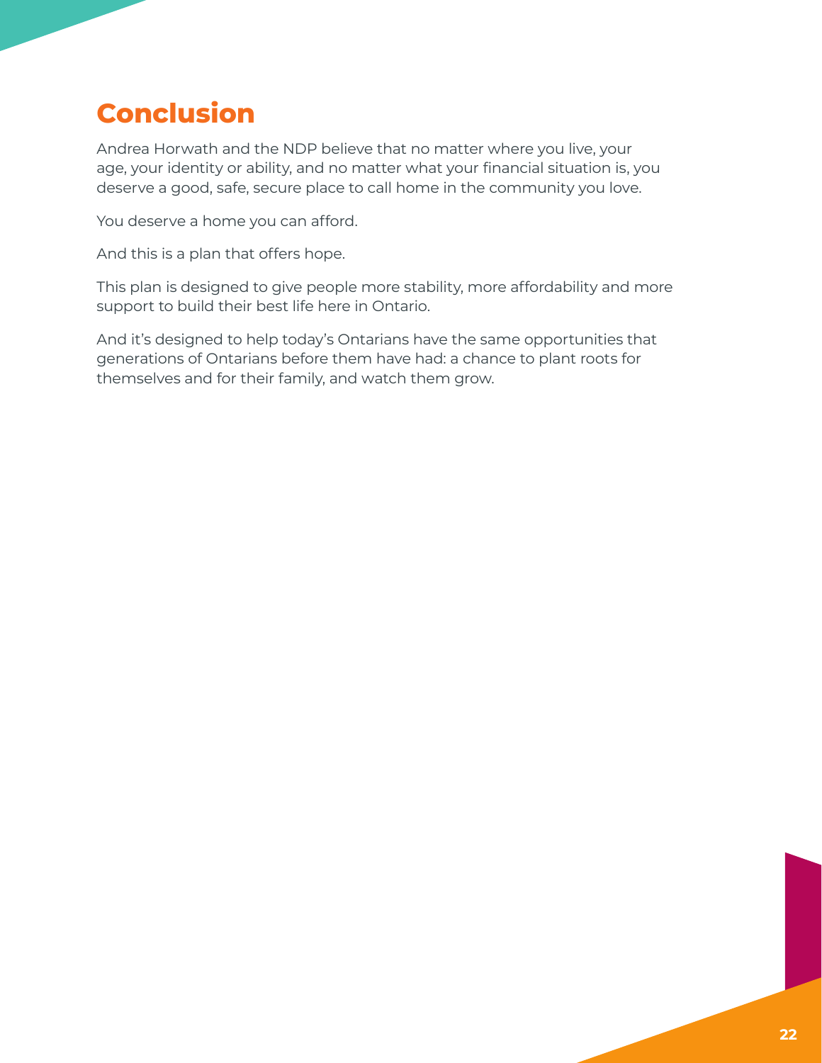# Conclusion

Andrea Horwath and the NDP believe that no matter where you live, your age, your identity or ability, and no matter what your financial situation is, you deserve a good, safe, secure place to call home in the community you love.

You deserve a home you can afford.

And this is a plan that offers hope.

This plan is designed to give people more stability, more affordability and more support to build their best life here in Ontario.

And it's designed to help today's Ontarians have the same opportunities that generations of Ontarians before them have had: a chance to plant roots for themselves and for their family, and watch them grow.